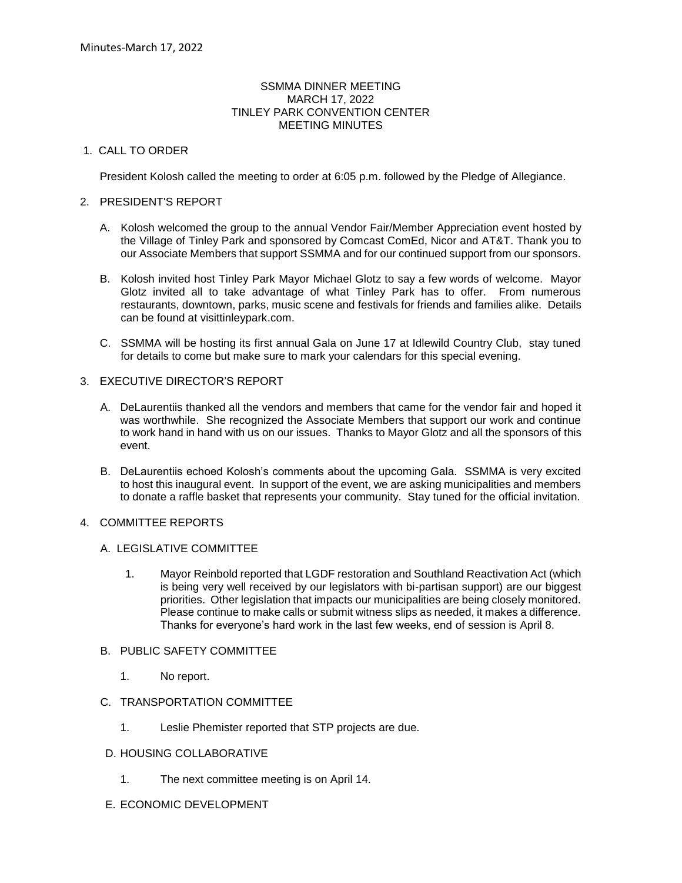Minutes-March 17, 2022

SSMMA DINNER MEETING
MARCH 17, 2022
TINLEY PARK CONVENTION CENTER
MEETING MINUTES

1. CALL TO ORDER

   President Kolosh called the meeting to order at 6:05 p.m. followed by the Pledge of Allegiance.

2. PRESIDENT'S REPORT

   A. Kolosh welcomed the group to the annual Vendor Fair/Member Appreciation event hosted by the Village of Tinley Park and sponsored by Comcast ComEd, Nicor and AT&T. Thank you to our Associate Members that support SSMMA and for our continued support from our sponsors.

   B. Kolosh invited host Tinley Park Mayor Michael Glotz to say a few words of welcome. Mayor Glotz invited all to take advantage of what Tinley Park has to offer. From numerous restaurants, downtown, parks, music scene and festivals for friends and families alike. Details can be found at visittinleypark.com.

   C. SSMMA will be hosting its first annual Gala on June 17 at Idlewild Country Club, stay tuned for details to come but make sure to mark your calendars for this special evening.

3. EXECUTIVE DIRECTOR'S REPORT

   A. DeLaurentiis thanked all the vendors and members that came for the vendor fair and hoped it was worthwhile. She recognized the Associate Members that support our work and continue to work hand in hand with us on our issues. Thanks to Mayor Glotz and all the sponsors of this event.

   B. DeLaurentiis echoed Kolosh's comments about the upcoming Gala. SSMMA is very excited to host this inaugural event. In support of the event, we are asking municipalities and members to donate a raffle basket that represents your community. Stay tuned for the official invitation.

4. COMMITTEE REPORTS

   A. LEGISLATIVE COMMITTEE

      1. Mayor Reinbold reported that LGDF restoration and Southland Reactivation Act (which is being very well received by our legislators with bi-partisan support) are our biggest priorities. Other legislation that impacts our municipalities are being closely monitored. Please continue to make calls or submit witness slips as needed, it makes a difference. Thanks for everyone's hard work in the last few weeks, end of session is April 8.

   B. PUBLIC SAFETY COMMITTEE

      1. No report.

   C. TRANSPORTATION COMMITTEE

      1. Leslie Phemister reported that STP projects are due.

   D. HOUSING COLLABORATIVE

      1. The next committee meeting is on April 14.

   E. ECONOMIC DEVELOPMENT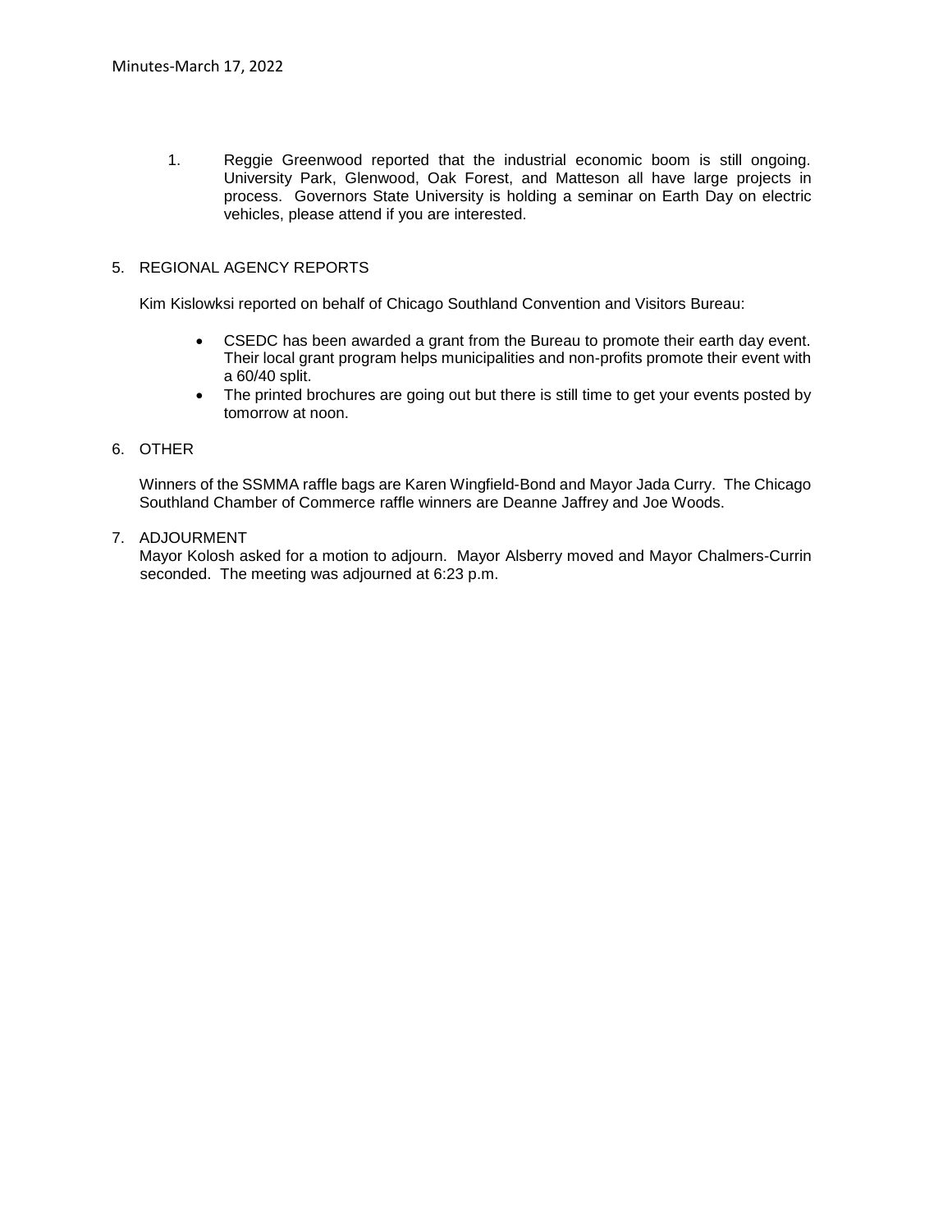1. Reggie Greenwood reported that the industrial economic boom is still ongoing. University Park, Glenwood, Oak Forest, and Matteson all have large projects in process. Governors State University is holding a seminar on Earth Day on electric vehicles, please attend if you are interested.

5. REGIONAL AGENCY REPORTS

Kim Kislowksi reported on behalf of Chicago Southland Convention and Visitors Bureau:

- CSEDC has been awarded a grant from the Bureau to promote their earth day event. Their local grant program helps municipalities and non-profits promote their event with a 60/40 split.
- The printed brochures are going out but there is still time to get your events posted by tomorrow at noon.

6. OTHER

Winners of the SSMMA raffle bags are Karen Wingfield-Bond and Mayor Jada Curry. The Chicago Southland Chamber of Commerce raffle winners are Deanne Jaffrey and Joe Woods.

7. ADJOURMENT

Mayor Kolosh asked for a motion to adjourn. Mayor Alsberry moved and Mayor Chalmers-Currin seconded. The meeting was adjourned at 6:23 p.m.